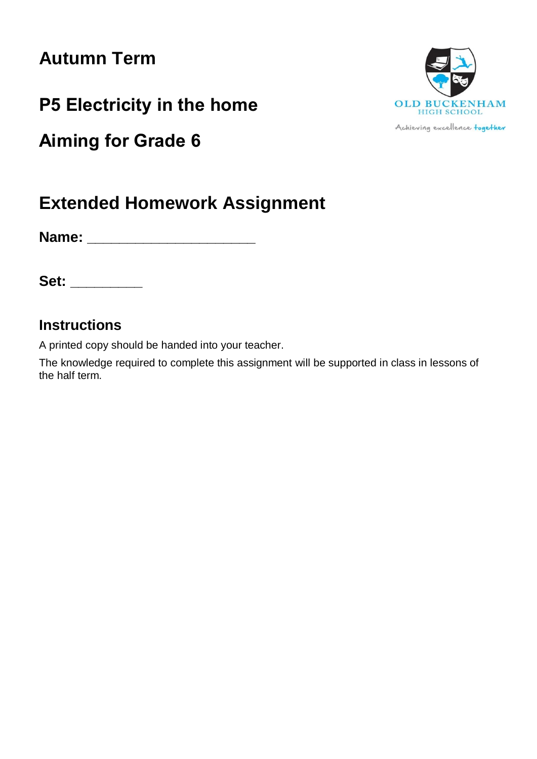# Autumn Term

# P5 Electricity in the home

# Aiming for Grade 6

OLD BUCKENHAM HIGH SCHOOL

Achieving excellence together

## Extended Homework Assignment

**Name:** ______________________

**Set:** __________

### Instructions

A printed copy should be handed into your teacher.

The knowledge required to complete this assignment will be supported in class in lessons of the half term.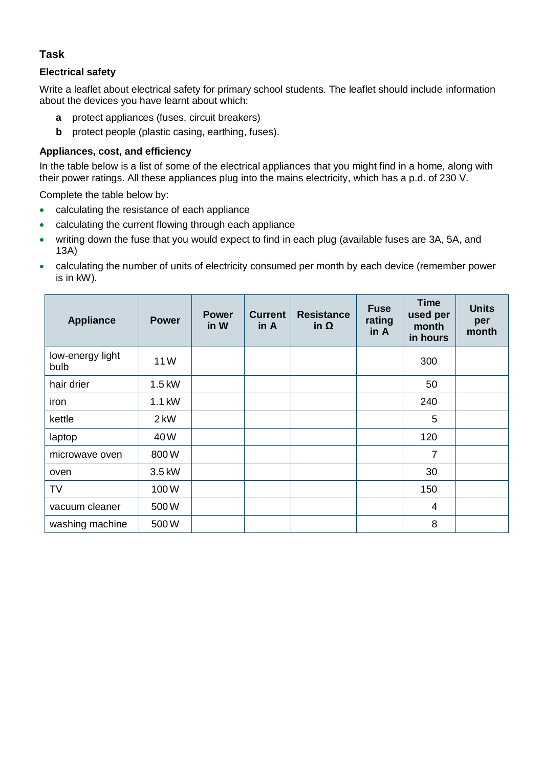## Task

### Electrical safety

Write a leaflet about electrical safety for primary school students. The leaflet should include information about the devices you have learnt about which:

- **a** protect appliances (fuses, circuit breakers)
- **b** protect people (plastic casing, earthing, fuses).

### Appliances, cost, and efficiency

In the table below is a list of some of the electrical appliances that you might find in a home, along with their power ratings. All these appliances plug into the mains electricity, which has a p.d. of 230 V.

Complete the table below by:

- calculating the resistance of each appliance
- calculating the current flowing through each appliance
- writing down the fuse that you would expect to find in each plug (available fuses are 3A, 5A, and 13A)
- calculating the number of units of electricity consumed per month by each device (remember power is in kW).

| Appliance | Power | Power in W | Current in A | Resistance in Ω | Fuse rating in A | Time used per month in hours | Units per month |
|---|---|---|---|---|---|---|---|
| low-energy light bulb | 11 W | | | | | 300 | |
| hair drier | 1.5 kW | | | | | 50 | |
| iron | 1.1 kW | | | | | 240 | |
| kettle | 2 kW | | | | | 5 | |
| laptop | 40 W | | | | | 120 | |
| microwave oven | 800 W | | | | | 7 | |
| oven | 3.5 kW | | | | | 30 | |
| TV | 100 W | | | | | 150 | |
| vacuum cleaner | 500 W | | | | | 4 | |
| washing machine | 500 W | | | | | 8 | |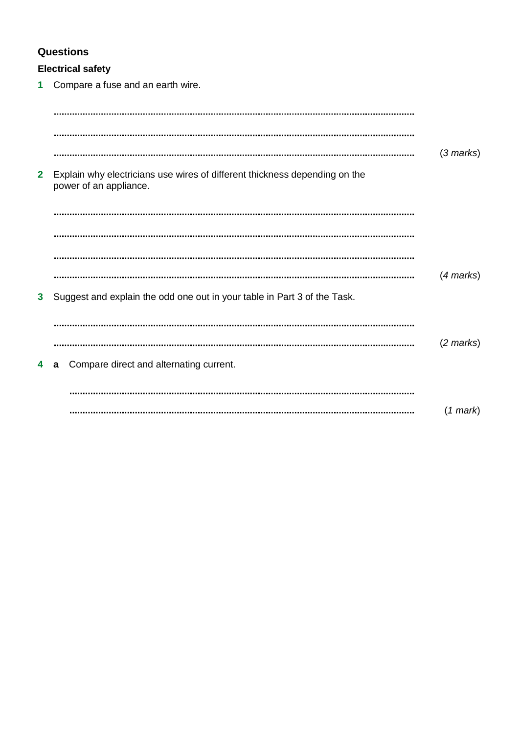## Questions

### Electrical safety

**1** Compare a fuse and an earth wire.

........................................................................................................................................

........................................................................................................................................

........................................................................................................................................ (*3 marks*)

**2** Explain why electricians use wires of different thickness depending on the power of an appliance.

........................................................................................................................................

........................................................................................................................................

........................................................................................................................................

........................................................................................................................................ (*4 marks*)

**3** Suggest and explain the odd one out in your table in Part 3 of the Task.

........................................................................................................................................

........................................................................................................................................ (*2 marks*)

**4** **a** Compare direct and alternating current.

........................................................................................................................................

........................................................................................................................................ (*1 mark*)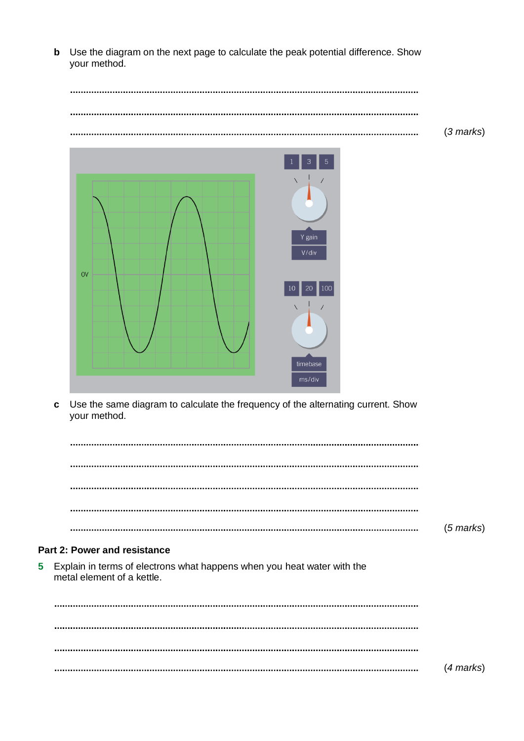**b** Use the diagram on the next page to calculate the peak potential difference. Show your method.

..............................................................................................................................

..............................................................................................................................

.............................................................................................................................. (*3 marks*)

**c** Use the same diagram to calculate the frequency of the alternating current. Show your method.

..............................................................................................................................

..............................................................................................................................

..............................................................................................................................

..............................................................................................................................

.............................................................................................................................. (*5 marks*)

**Part 2: Power and resistance**

**5** Explain in terms of electrons what happens when you heat water with the metal element of a kettle.

..............................................................................................................................

..............................................................................................................................

..............................................................................................................................

.............................................................................................................................. (*4 marks*)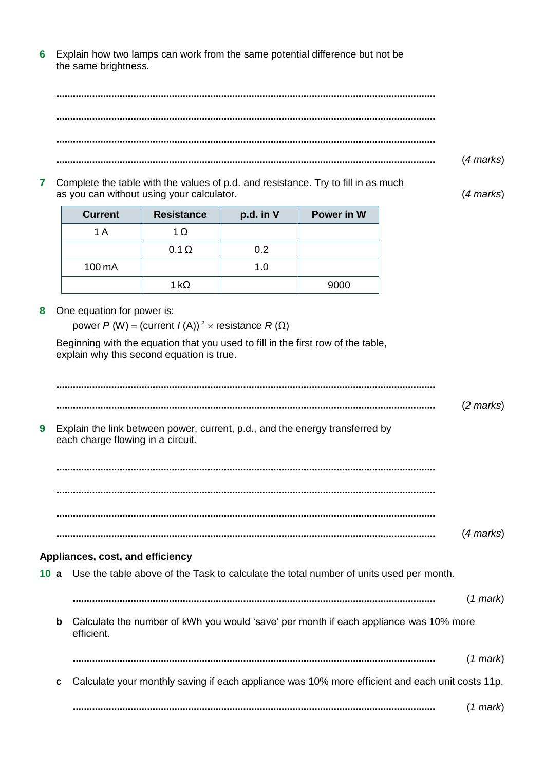**6** Explain how two lamps can work from the same potential difference but not be the same brightness.

..............................................................................................................................................

..............................................................................................................................................

..............................................................................................................................................

.............................................................................................................................................. (*4 marks*)

**7** Complete the table with the values of p.d. and resistance. Try to fill in as much as you can without using your calculator. (*4 marks*)

| Current | Resistance | p.d. in V | Power in W |
|---|---|---|---|
| 1 A | 1 Ω | | |
| | 0.1 Ω | 0.2 | |
| 100 mA | | 1.0 | |
| | 1 kΩ | | 9000 |

**8** One equation for power is:

power $P$ (W) = (current $I$ (A))$^2$ × resistance $R$ (Ω)

Beginning with the equation that you used to fill in the first row of the table, explain why this second equation is true.

..............................................................................................................................................

.............................................................................................................................................. (*2 marks*)

**9** Explain the link between power, current, p.d., and the energy transferred by each charge flowing in a circuit.

..............................................................................................................................................

..............................................................................................................................................

..............................................................................................................................................

.............................................................................................................................................. (*4 marks*)

**Appliances, cost, and efficiency**

**10 a** Use the table above of the Task to calculate the total number of units used per month.

.............................................................................................................................................. (*1 mark*)

**b** Calculate the number of kWh you would 'save' per month if each appliance was 10% more efficient.

.............................................................................................................................................. (*1 mark*)

**c** Calculate your monthly saving if each appliance was 10% more efficient and each unit costs 11p.

.............................................................................................................................................. (*1 mark*)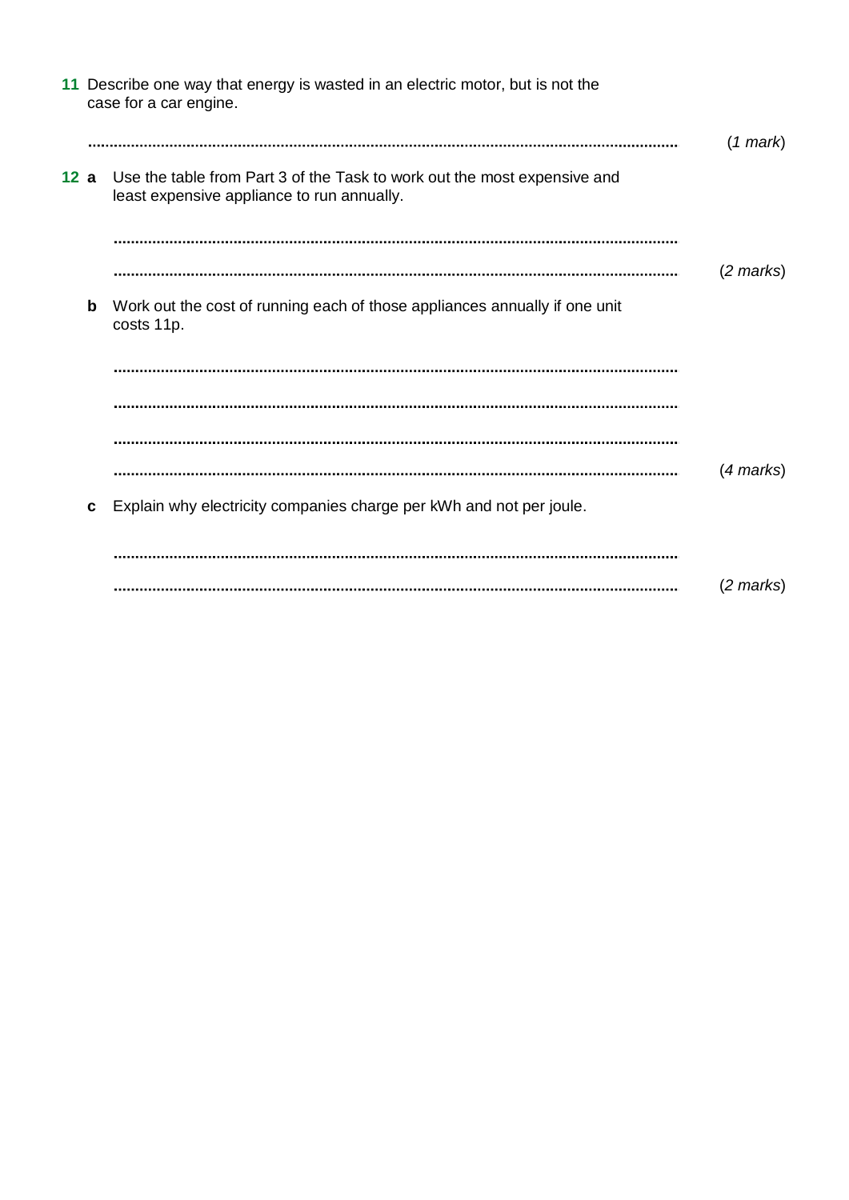**11** Describe one way that energy is wasted in an electric motor, but is not the case for a car engine.

........................................................................................................................................ (*1 mark*)

**12 a** Use the table from Part 3 of the Task to work out the most expensive and least expensive appliance to run annually.

........................................................................................................................................

........................................................................................................................................ (*2 marks*)

**b** Work out the cost of running each of those appliances annually if one unit costs 11p.

........................................................................................................................................

........................................................................................................................................

........................................................................................................................................

........................................................................................................................................ (*4 marks*)

**c** Explain why electricity companies charge per kWh and not per joule.

........................................................................................................................................

........................................................................................................................................ (*2 marks*)